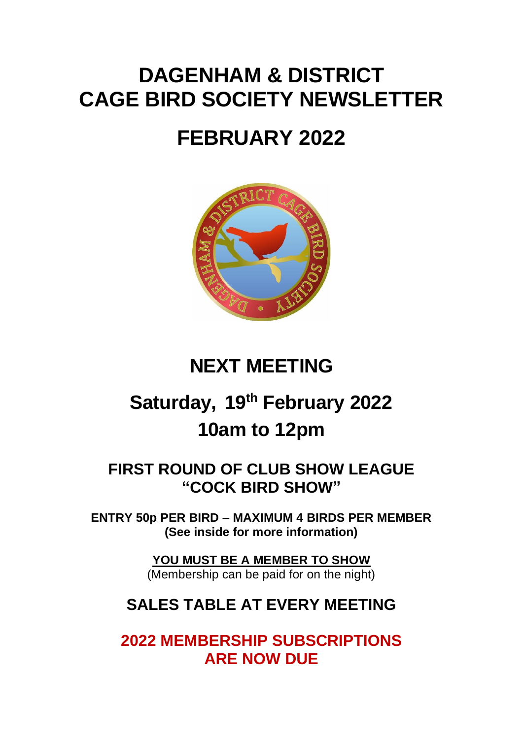# DAGENHAM & DISTRICT CAGE BIRD SOCIETY NEWSLETTER

# FEBRUARY 2022

## NEXT MEETING

## Saturday, 19th February 2022

## 10am to 12pm

### FIRST ROUND OF CLUB SHOW LEAGUE "COCK BIRD SHOW"

**ENTRY 50p PER BIRD – MAXIMUM 4 BIRDS PER MEMBER**
**(See inside for more information)**

**YOU MUST BE A MEMBER TO SHOW**
(Membership can be paid for on the night)

### SALES TABLE AT EVERY MEETING

### 2022 MEMBERSHIP SUBSCRIPTIONS ARE NOW DUE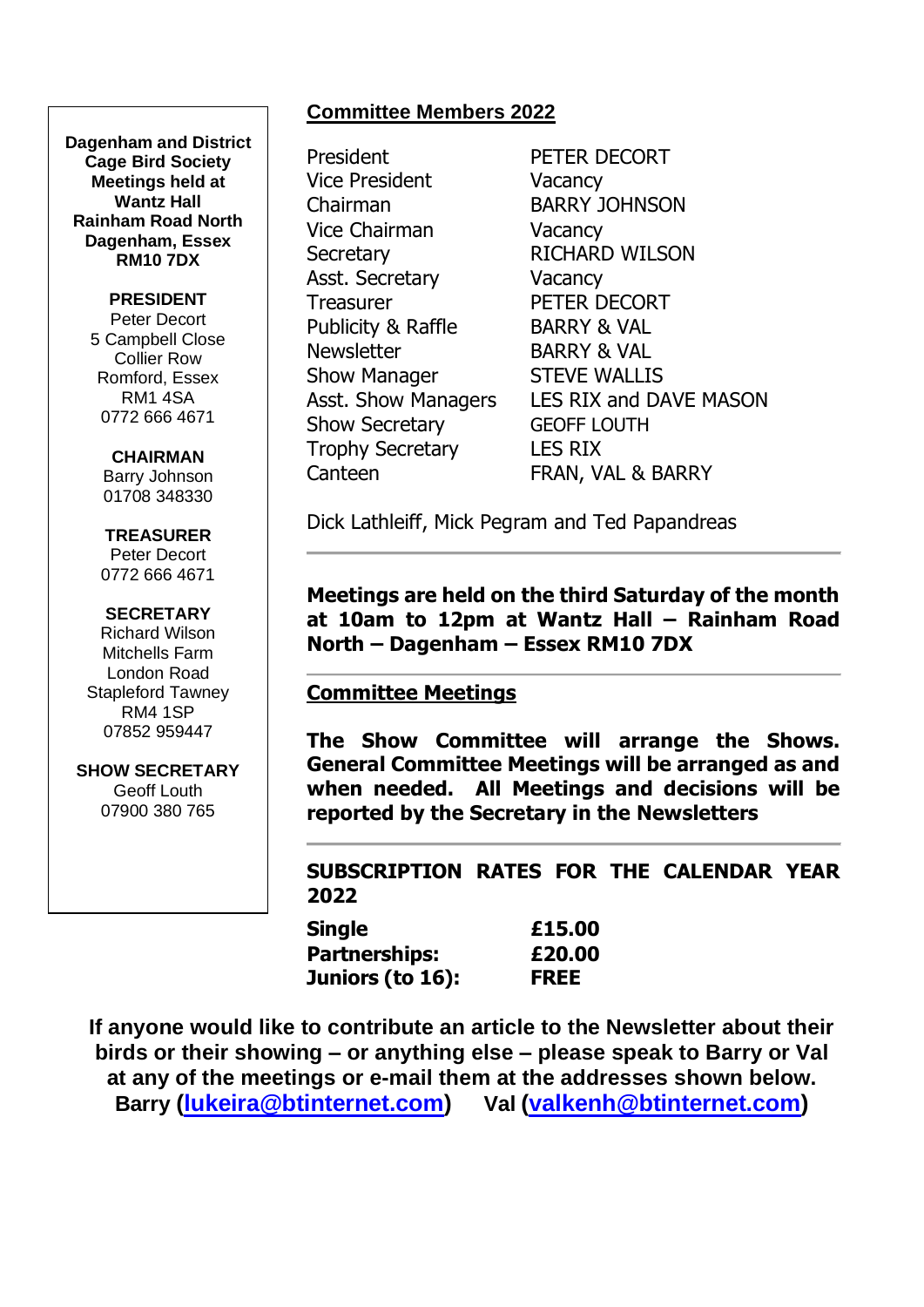**Dagenham and District Cage Bird Society**
**Meetings held at Wantz Hall**
**Rainham Road North**
**Dagenham, Essex**
**RM10 7DX**

**PRESIDENT**
Peter Decort
5 Campbell Close
Collier Row
Romford, Essex
RM1 4SA
0772 666 4671

**CHAIRMAN**
Barry Johnson
01708 348330

**TREASURER**
Peter Decort
0772 666 4671

**SECRETARY**
Richard Wilson
Mitchells Farm
London Road
Stapleford Tawney
RM4 1SP
07852 959447

**SHOW SECRETARY**
Geoff Louth
07900 380 765

## Committee Members 2022

| | |
|---|---|
| President | PETER DECORT |
| Vice President | Vacancy |
| Chairman | BARRY JOHNSON |
| Vice Chairman | Vacancy |
| Secretary | RICHARD WILSON |
| Asst. Secretary | Vacancy |
| Treasurer | PETER DECORT |
| Publicity & Raffle | BARRY & VAL |
| Newsletter | BARRY & VAL |
| Show Manager | STEVE WALLIS |
| Asst. Show Managers | LES RIX and DAVE MASON |
| Show Secretary | GEOFF LOUTH |
| Trophy Secretary | LES RIX |
| Canteen | FRAN, VAL & BARRY |

Dick Lathleiff, Mick Pegram and Ted Papandreas

---

**Meetings are held on the third Saturday of the month at 10am to 12pm at Wantz Hall – Rainham Road North – Dagenham – Essex RM10 7DX**

---

## Committee Meetings

**The Show Committee will arrange the Shows. General Committee Meetings will be arranged as and when needed. All Meetings and decisions will be reported by the Secretary in the Newsletters**

---

**SUBSCRIPTION RATES FOR THE CALENDAR YEAR 2022**

| | |
|---|---|
| **Single** | **£15.00** |
| **Partnerships:** | **£20.00** |
| **Juniors (to 16):** | **FREE** |

**If anyone would like to contribute an article to the Newsletter about their birds or their showing – or anything else – please speak to Barry or Val at any of the meetings or e-mail them at the addresses shown below.**
**Barry (lukeira@btinternet.com) Val (valkenh@btinternet.com)**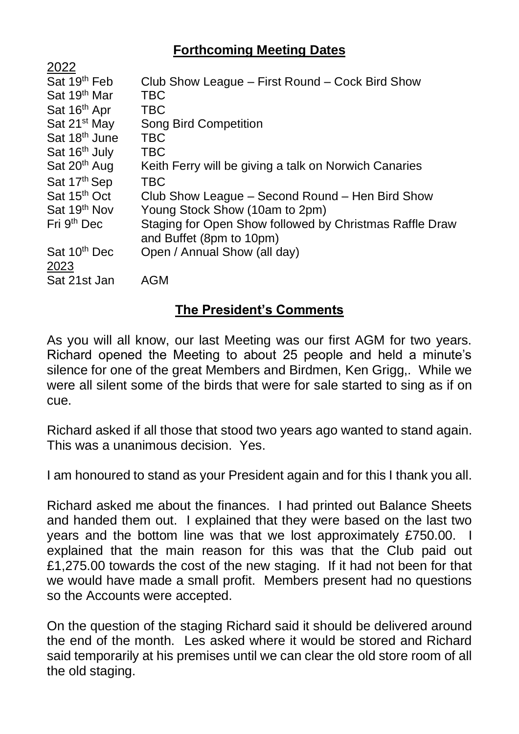## **Forthcoming Meeting Dates**

| 2022 | |
|---|---|
| Sat 19th Feb | Club Show League – First Round – Cock Bird Show |
| Sat 19th Mar | TBC |
| Sat 16th Apr | TBC |
| Sat 21st May | Song Bird Competition |
| Sat 18th June | TBC |
| Sat 16th July | TBC |
| Sat 20th Aug | Keith Ferry will be giving a talk on Norwich Canaries |
| Sat 17th Sep | TBC |
| Sat 15th Oct | Club Show League – Second Round – Hen Bird Show |
| Sat 19th Nov | Young Stock Show (10am to 2pm) |
| Fri 9th Dec | Staging for Open Show followed by Christmas Raffle Draw and Buffet (8pm to 10pm) |
| Sat 10th Dec | Open / Annual Show (all day) |
| 2023 | |
| Sat 21st Jan | AGM |

## **The President's Comments**

As you will all know, our last Meeting was our first AGM for two years. Richard opened the Meeting to about 25 people and held a minute's silence for one of the great Members and Birdmen, Ken Grigg,. While we were all silent some of the birds that were for sale started to sing as if on cue.

Richard asked if all those that stood two years ago wanted to stand again. This was a unanimous decision. Yes.

I am honoured to stand as your President again and for this I thank you all.

Richard asked me about the finances. I had printed out Balance Sheets and handed them out. I explained that they were based on the last two years and the bottom line was that we lost approximately £750.00. I explained that the main reason for this was that the Club paid out £1,275.00 towards the cost of the new staging. If it had not been for that we would have made a small profit. Members present had no questions so the Accounts were accepted.

On the question of the staging Richard said it should be delivered around the end of the month. Les asked where it would be stored and Richard said temporarily at his premises until we can clear the old store room of all the old staging.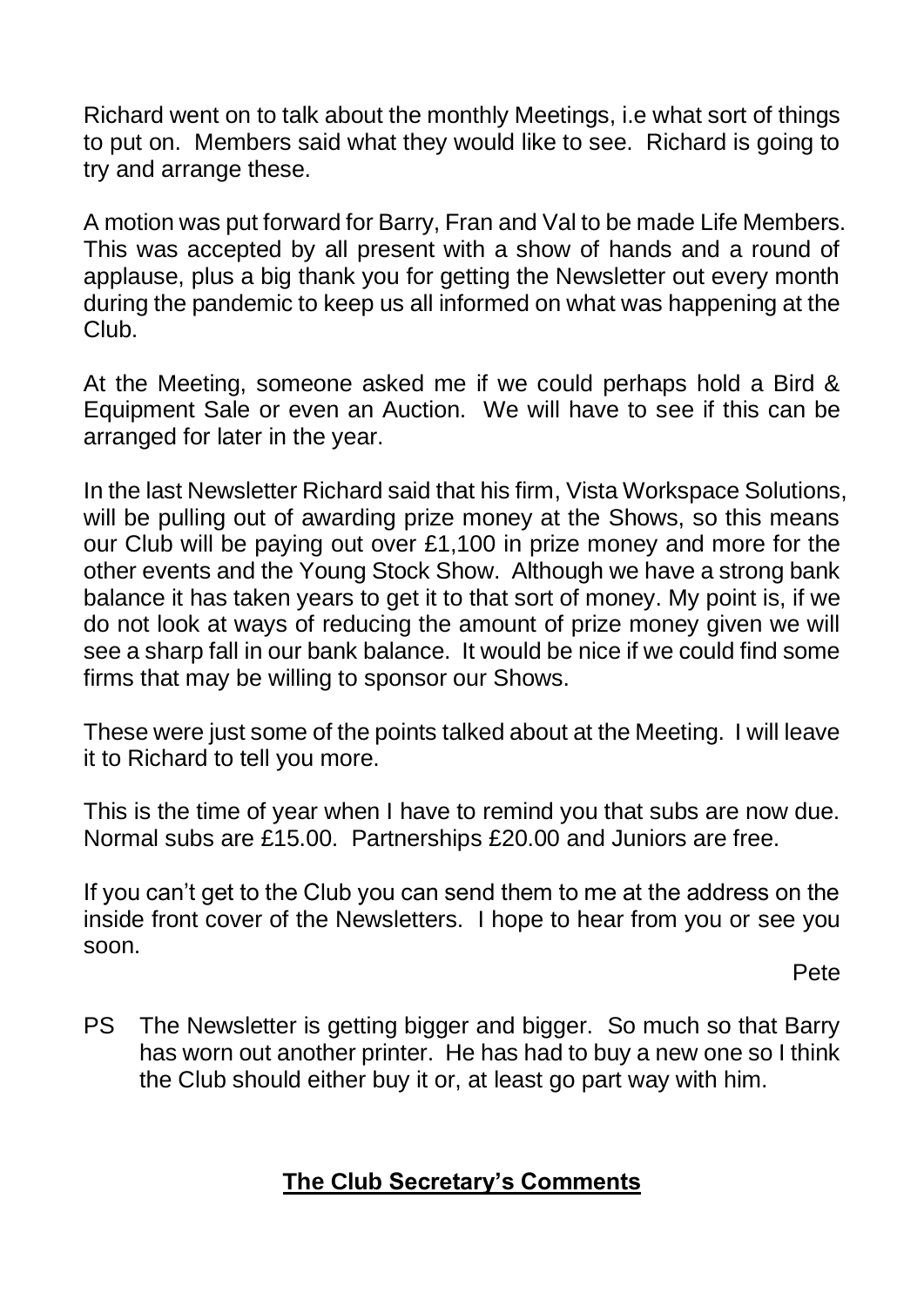Richard went on to talk about the monthly Meetings, i.e what sort of things to put on. Members said what they would like to see. Richard is going to try and arrange these.

A motion was put forward for Barry, Fran and Val to be made Life Members. This was accepted by all present with a show of hands and a round of applause, plus a big thank you for getting the Newsletter out every month during the pandemic to keep us all informed on what was happening at the Club.

At the Meeting, someone asked me if we could perhaps hold a Bird & Equipment Sale or even an Auction. We will have to see if this can be arranged for later in the year.

In the last Newsletter Richard said that his firm, Vista Workspace Solutions, will be pulling out of awarding prize money at the Shows, so this means our Club will be paying out over £1,100 in prize money and more for the other events and the Young Stock Show. Although we have a strong bank balance it has taken years to get it to that sort of money. My point is, if we do not look at ways of reducing the amount of prize money given we will see a sharp fall in our bank balance. It would be nice if we could find some firms that may be willing to sponsor our Shows.

These were just some of the points talked about at the Meeting. I will leave it to Richard to tell you more.

This is the time of year when I have to remind you that subs are now due. Normal subs are £15.00. Partnerships £20.00 and Juniors are free.

If you can't get to the Club you can send them to me at the address on the inside front cover of the Newsletters. I hope to hear from you or see you soon.

Pete

PS The Newsletter is getting bigger and bigger. So much so that Barry has worn out another printer. He has had to buy a new one so I think the Club should either buy it or, at least go part way with him.

## **The Club Secretary's Comments**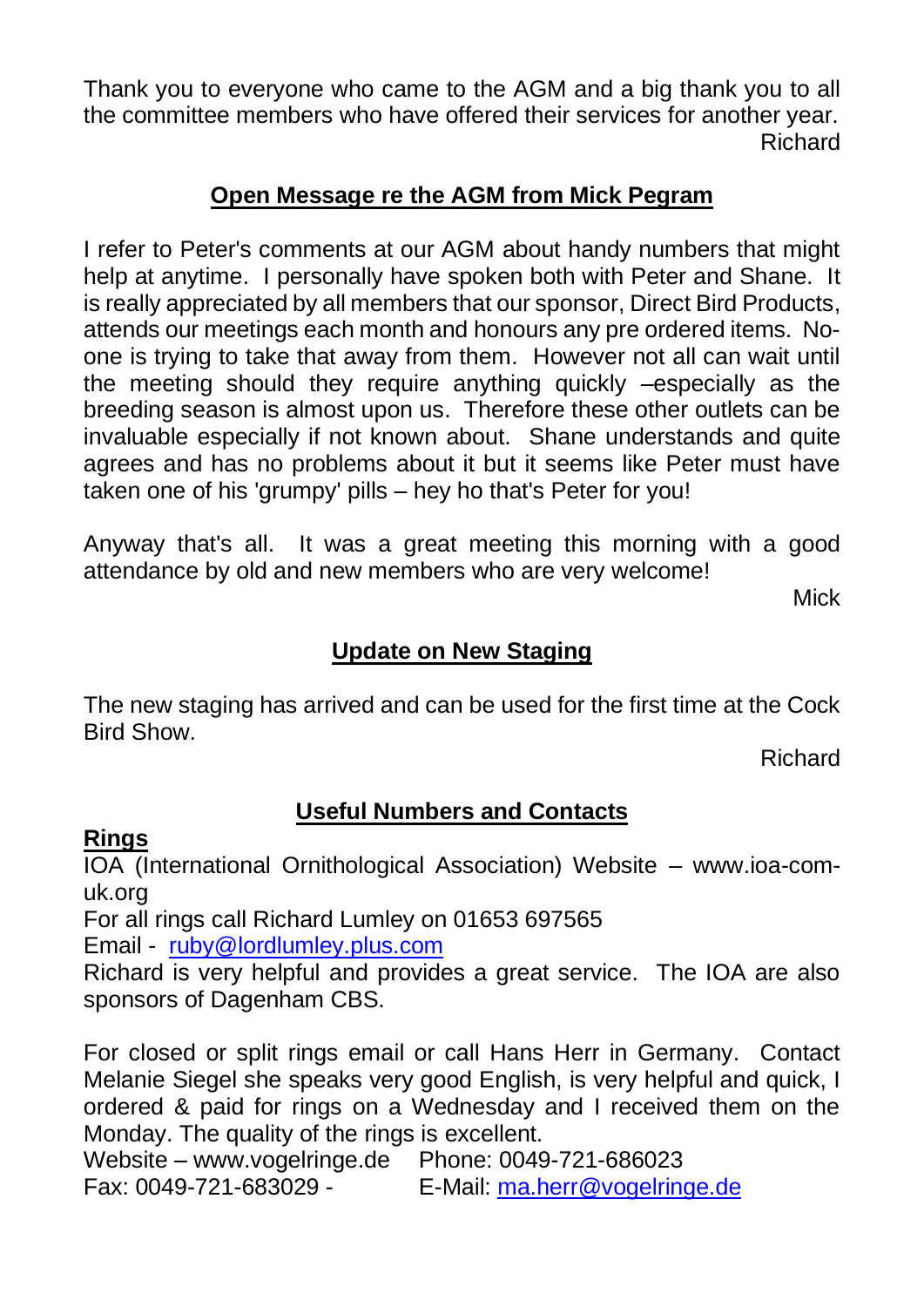Thank you to everyone who came to the AGM and a big thank you to all the committee members who have offered their services for another year.

Richard

## Open Message re the AGM from Mick Pegram

I refer to Peter's comments at our AGM about handy numbers that might help at anytime. I personally have spoken both with Peter and Shane. It is really appreciated by all members that our sponsor, Direct Bird Products, attends our meetings each month and honours any pre ordered items. No-one is trying to take that away from them. However not all can wait until the meeting should they require anything quickly –especially as the breeding season is almost upon us. Therefore these other outlets can be invaluable especially if not known about. Shane understands and quite agrees and has no problems about it but it seems like Peter must have taken one of his 'grumpy' pills – hey ho that's Peter for you!

Anyway that's all. It was a great meeting this morning with a good attendance by old and new members who are very welcome!

Mick

## Update on New Staging

The new staging has arrived and can be used for the first time at the Cock Bird Show.

Richard

## Useful Numbers and Contacts

### Rings

IOA (International Ornithological Association) Website – www.ioa-com-uk.org

For all rings call Richard Lumley on 01653 697565

Email - ruby@lordlumley.plus.com

Richard is very helpful and provides a great service. The IOA are also sponsors of Dagenham CBS.

For closed or split rings email or call Hans Herr in Germany. Contact Melanie Siegel she speaks very good English, is very helpful and quick, I ordered & paid for rings on a Wednesday and I received them on the Monday. The quality of the rings is excellent.

Website – www.vogelringe.de    Phone: 0049-721-686023

Fax: 0049-721-683029 -    E-Mail: ma.herr@vogelringe.de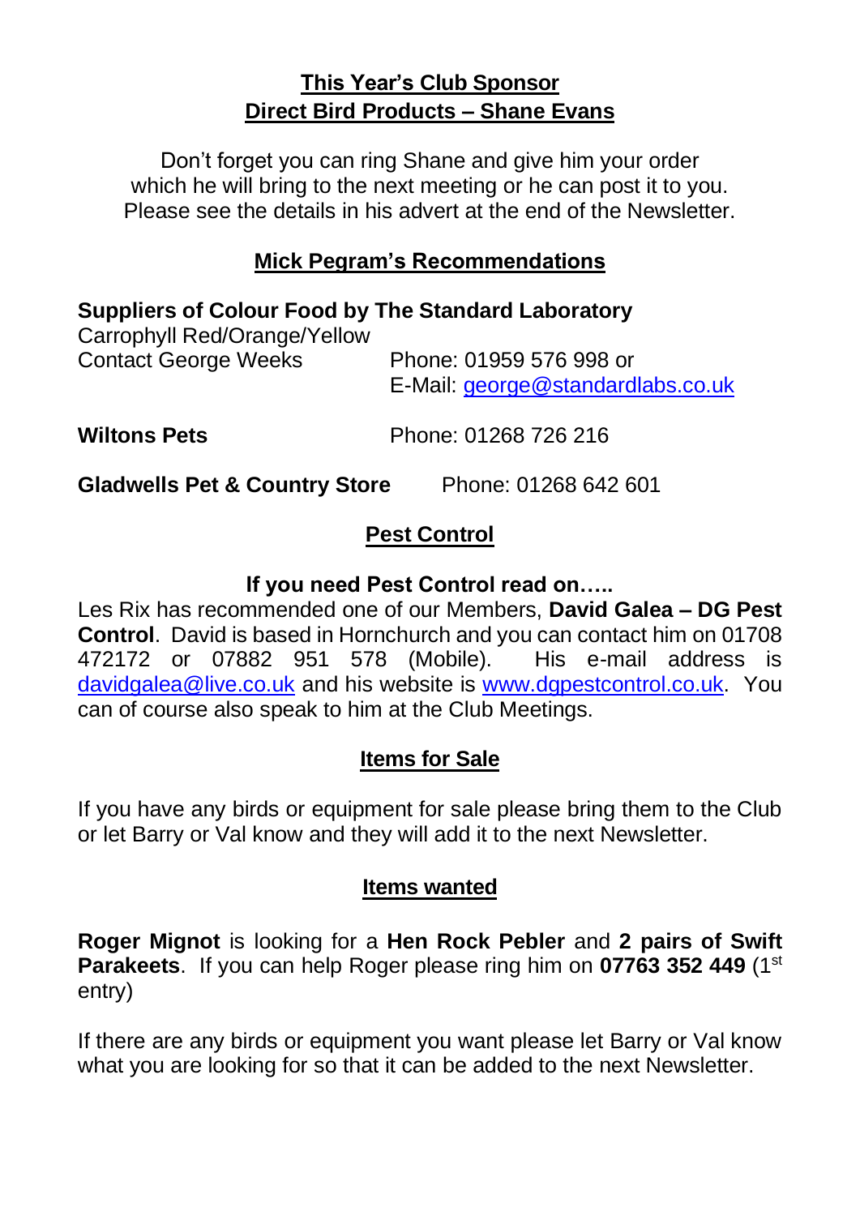## This Year's Club Sponsor

## Direct Bird Products – Shane Evans

Don't forget you can ring Shane and give him your order which he will bring to the next meeting or he can post it to you. Please see the details in his advert at the end of the Newsletter.

## Mick Pegram's Recommendations

**Suppliers of Colour Food by The Standard Laboratory**

Carrophyll Red/Orange/Yellow

Contact George Weeks — Phone: 01959 576 998 or E-Mail: george@standardlabs.co.uk

**Wiltons Pets** — Phone: 01268 726 216

**Gladwells Pet & Country Store** — Phone: 01268 642 601

## Pest Control

**If you need Pest Control read on…..**

Les Rix has recommended one of our Members, **David Galea – DG Pest Control**. David is based in Hornchurch and you can contact him on 01708 472172 or 07882 951 578 (Mobile). His e-mail address is davidgalea@live.co.uk and his website is www.dgpestcontrol.co.uk. You can of course also speak to him at the Club Meetings.

## Items for Sale

If you have any birds or equipment for sale please bring them to the Club or let Barry or Val know and they will add it to the next Newsletter.

## Items wanted

**Roger Mignot** is looking for a **Hen Rock Pebler** and **2 pairs of Swift Parakeets**. If you can help Roger please ring him on **07763 352 449** (1st entry)

If there are any birds or equipment you want please let Barry or Val know what you are looking for so that it can be added to the next Newsletter.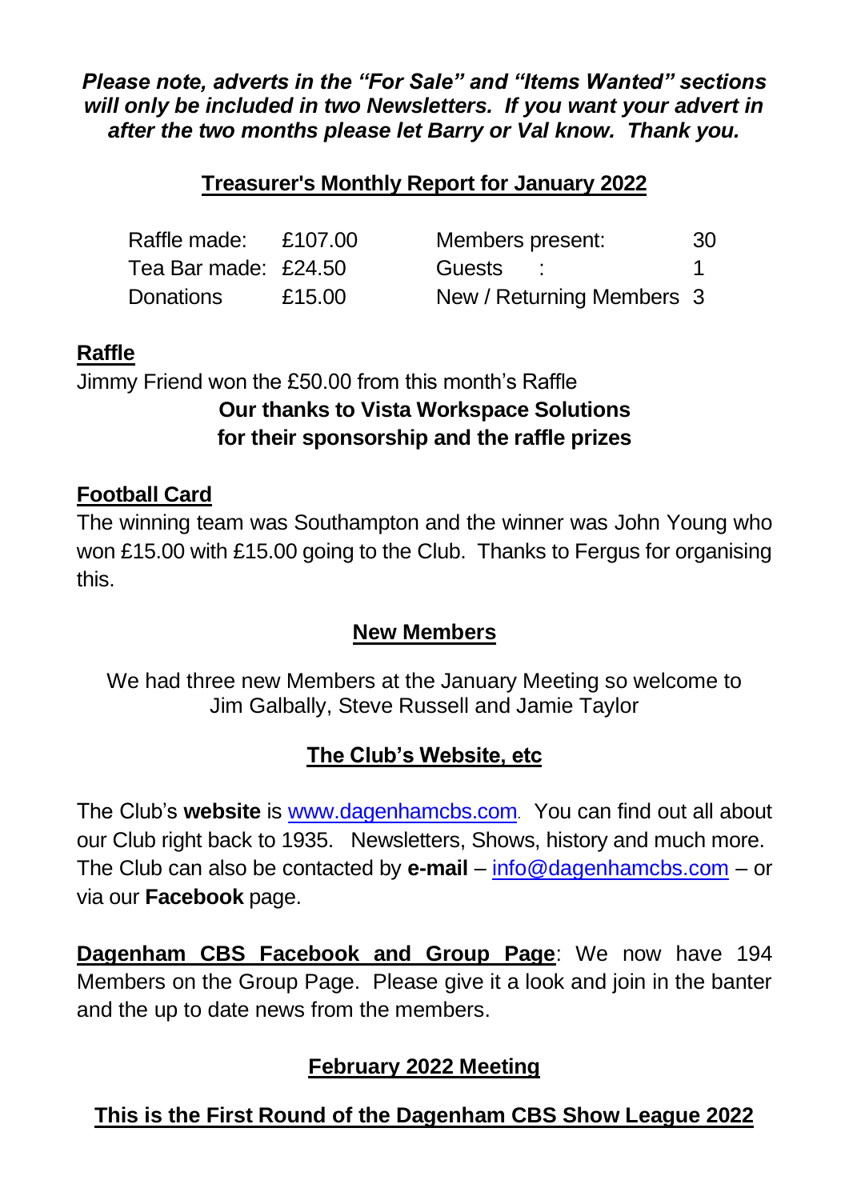***Please note, adverts in the "For Sale" and "Items Wanted" sections will only be included in two Newsletters. If you want your advert in after the two months please let Barry or Val know. Thank you.***

## Treasurer's Monthly Report for January 2022

| | | | |
|---|---|---|---|
| Raffle made: | £107.00 | Members present: | 30 |
| Tea Bar made: | £24.50 | Guests : | 1 |
| Donations | £15.00 | New / Returning Members | 3 |

## Raffle

Jimmy Friend won the £50.00 from this month's Raffle

**Our thanks to Vista Workspace Solutions for their sponsorship and the raffle prizes**

## Football Card

The winning team was Southampton and the winner was John Young who won £15.00 with £15.00 going to the Club. Thanks to Fergus for organising this.

## New Members

We had three new Members at the January Meeting so welcome to Jim Galbally, Steve Russell and Jamie Taylor

## The Club's Website, etc

The Club's **website** is www.dagenhamcbs.com. You can find out all about our Club right back to 1935. Newsletters, Shows, history and much more. The Club can also be contacted by **e-mail** – info@dagenhamcbs.com – or via our **Facebook** page.

**Dagenham CBS Facebook and Group Page**: We now have 194 Members on the Group Page. Please give it a look and join in the banter and the up to date news from the members.

## February 2022 Meeting

**This is the First Round of the Dagenham CBS Show League 2022**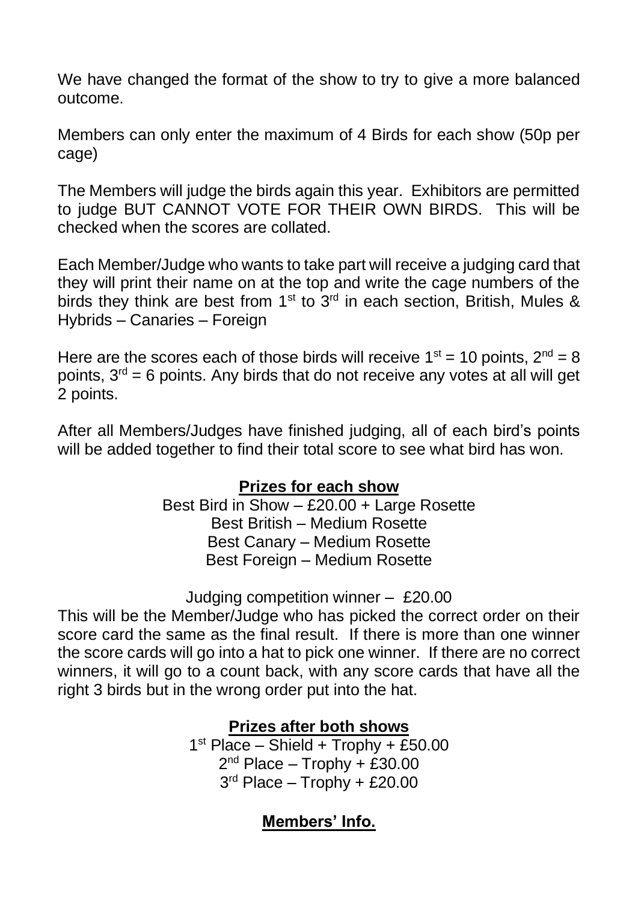We have changed the format of the show to try to give a more balanced outcome.

Members can only enter the maximum of 4 Birds for each show (50p per cage)

The Members will judge the birds again this year. Exhibitors are permitted to judge BUT CANNOT VOTE FOR THEIR OWN BIRDS. This will be checked when the scores are collated.

Each Member/Judge who wants to take part will receive a judging card that they will print their name on at the top and write the cage numbers of the birds they think are best from 1st to 3rd in each section, British, Mules & Hybrids – Canaries – Foreign

Here are the scores each of those birds will receive 1st = 10 points, 2nd = 8 points, 3rd = 6 points. Any birds that do not receive any votes at all will get 2 points.

After all Members/Judges have finished judging, all of each bird's points will be added together to find their total score to see what bird has won.

**Prizes for each show**

Best Bird in Show – £20.00 + Large Rosette
Best British – Medium Rosette
Best Canary – Medium Rosette
Best Foreign – Medium Rosette

Judging competition winner – £20.00

This will be the Member/Judge who has picked the correct order on their score card the same as the final result. If there is more than one winner the score cards will go into a hat to pick one winner. If there are no correct winners, it will go to a count back, with any score cards that have all the right 3 birds but in the wrong order put into the hat.

**Prizes after both shows**

1st Place – Shield + Trophy + £50.00
2nd Place – Trophy + £30.00
3rd Place – Trophy + £20.00

**Members' Info.**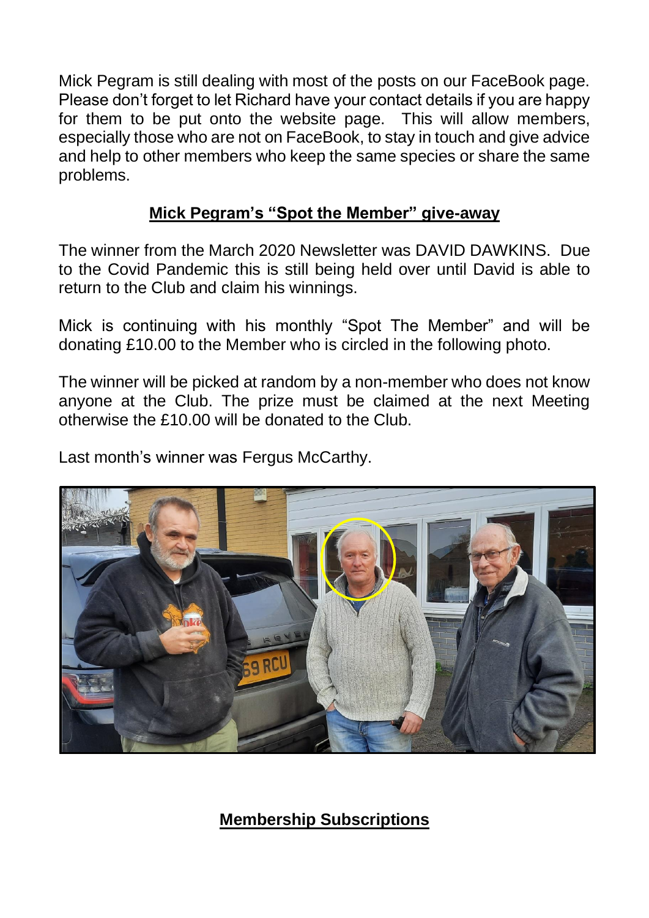Mick Pegram is still dealing with most of the posts on our FaceBook page. Please don't forget to let Richard have your contact details if you are happy for them to be put onto the website page. This will allow members, especially those who are not on FaceBook, to stay in touch and give advice and help to other members who keep the same species or share the same problems.

## Mick Pegram's "Spot the Member" give-away

The winner from the March 2020 Newsletter was DAVID DAWKINS. Due to the Covid Pandemic this is still being held over until David is able to return to the Club and claim his winnings.

Mick is continuing with his monthly "Spot The Member" and will be donating £10.00 to the Member who is circled in the following photo.

The winner will be picked at random by a non-member who does not know anyone at the Club. The prize must be claimed at the next Meeting otherwise the £10.00 will be donated to the Club.

Last month's winner was Fergus McCarthy.

## Membership Subscriptions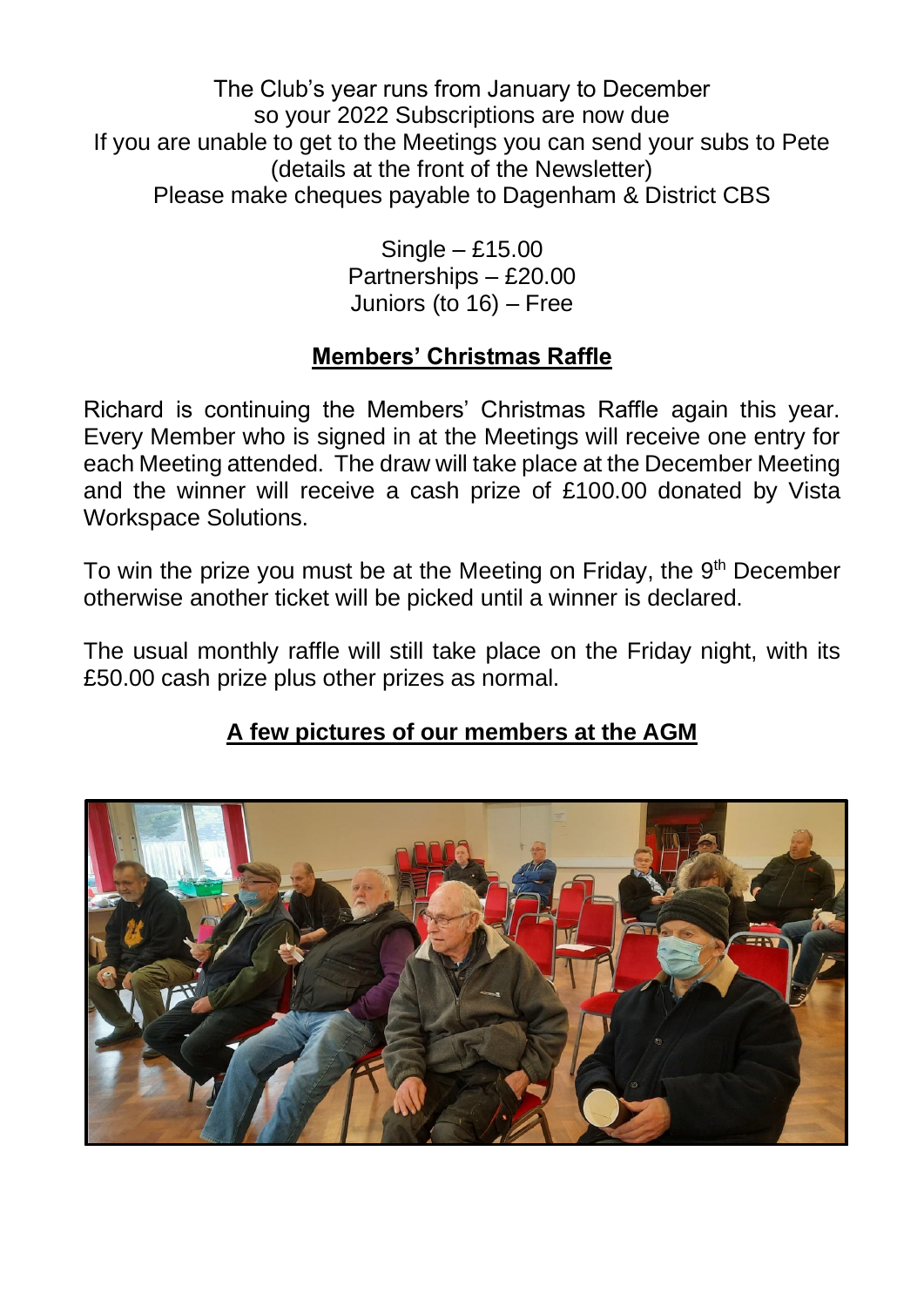The Club's year runs from January to December
so your 2022 Subscriptions are now due
If you are unable to get to the Meetings you can send your subs to Pete
(details at the front of the Newsletter)
Please make cheques payable to Dagenham & District CBS

Single – £15.00
Partnerships – £20.00
Juniors (to 16) – Free

## **Members' Christmas Raffle**

Richard is continuing the Members' Christmas Raffle again this year. Every Member who is signed in at the Meetings will receive one entry for each Meeting attended. The draw will take place at the December Meeting and the winner will receive a cash prize of £100.00 donated by Vista Workspace Solutions.

To win the prize you must be at the Meeting on Friday, the 9th December otherwise another ticket will be picked until a winner is declared.

The usual monthly raffle will still take place on the Friday night, with its £50.00 cash prize plus other prizes as normal.

## **A few pictures of our members at the AGM**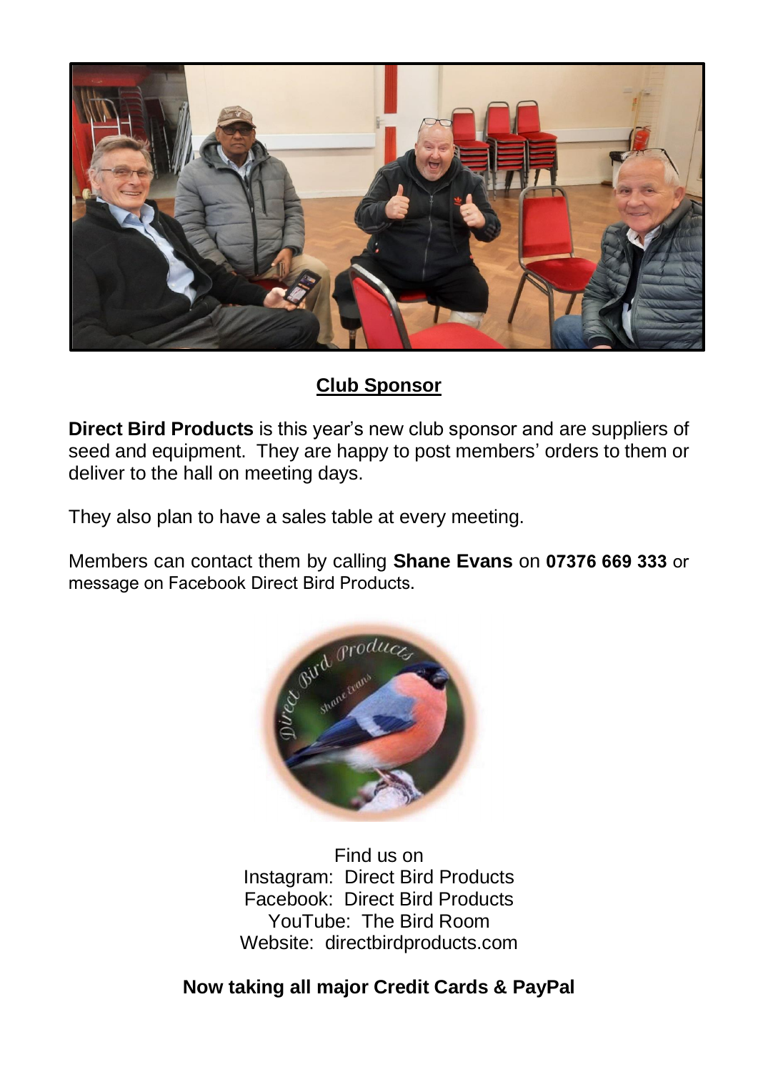## **Club Sponsor**

**Direct Bird Products** is this year's new club sponsor and are suppliers of seed and equipment. They are happy to post members' orders to them or deliver to the hall on meeting days.

They also plan to have a sales table at every meeting.

Members can contact them by calling **Shane Evans** on **07376 669 333** or message on Facebook Direct Bird Products.

Find us on
Instagram: Direct Bird Products
Facebook: Direct Bird Products
YouTube: The Bird Room
Website: directbirdproducts.com

**Now taking all major Credit Cards & PayPal**